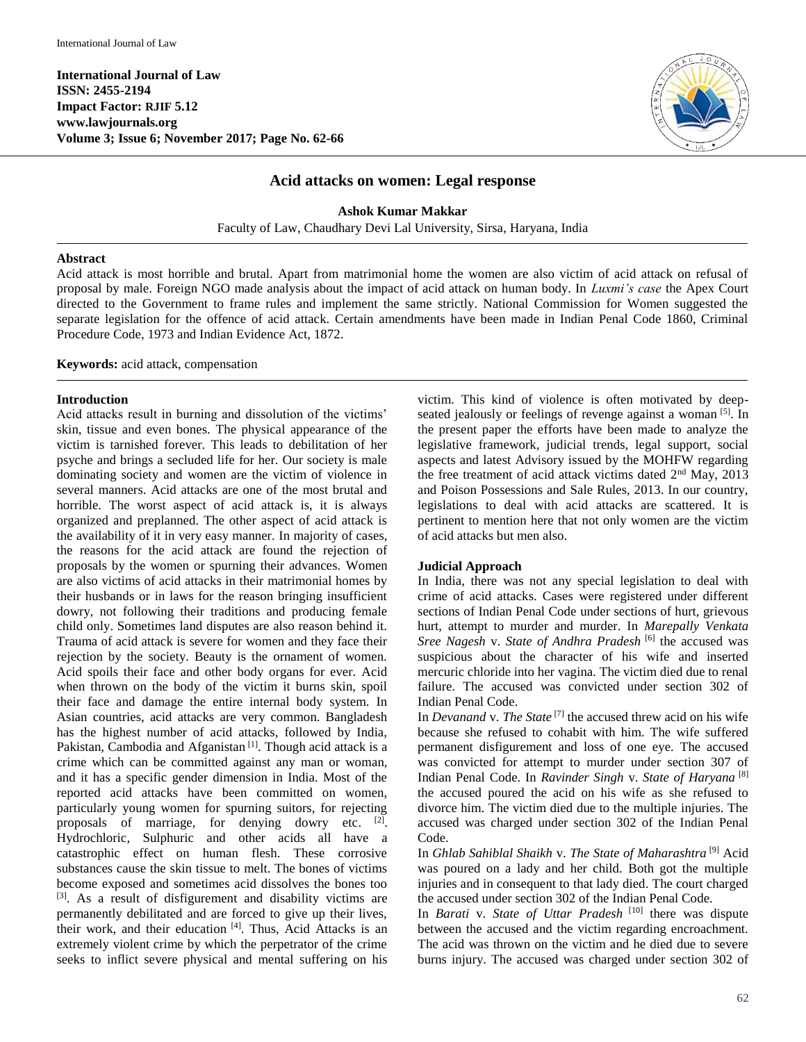# Acid attacks on women: Legal response

**Ashok Kumar Makkar**

Faculty of Law, Chaudhary Devi Lal University, Sirsa, Haryana, India

## Abstract

Acid attack is most horrible and brutal. Apart from matrimonial home the women are also victim of acid attack on refusal of proposal by male. Foreign NGO made analysis about the impact of acid attack on human body. In *Luxmi's case* the Apex Court directed to the Government to frame rules and implement the same strictly. National Commission for Women suggested the separate legislation for the offence of acid attack. Certain amendments have been made in Indian Penal Code 1860, Criminal Procedure Code, 1973 and Indian Evidence Act, 1872.

**Keywords:** acid attack, compensation

## Introduction

Acid attacks result in burning and dissolution of the victims' skin, tissue and even bones. The physical appearance of the victim is tarnished forever. This leads to debilitation of her psyche and brings a secluded life for her. Our society is male dominating society and women are the victim of violence in several manners. Acid attacks are one of the most brutal and horrible. The worst aspect of acid attack is, it is always organized and preplanned. The other aspect of acid attack is the availability of it in very easy manner. In majority of cases, the reasons for the acid attack are found the rejection of proposals by the women or spurning their advances. Women are also victims of acid attacks in their matrimonial homes by their husbands or in laws for the reason bringing insufficient dowry, not following their traditions and producing female child only. Sometimes land disputes are also reason behind it. Trauma of acid attack is severe for women and they face their rejection by the society. Beauty is the ornament of women. Acid spoils their face and other body organs for ever. Acid when thrown on the body of the victim it burns skin, spoil their face and damage the entire internal body system. In Asian countries, acid attacks are very common. Bangladesh has the highest number of acid attacks, followed by India, Pakistan, Cambodia and Afganistan [1]. Though acid attack is a crime which can be committed against any man or woman, and it has a specific gender dimension in India. Most of the reported acid attacks have been committed on women, particularly young women for spurning suitors, for rejecting proposals of marriage, for denying dowry etc. [2]. Hydrochloric, Sulphuric and other acids all have a catastrophic effect on human flesh. These corrosive substances cause the skin tissue to melt. The bones of victims become exposed and sometimes acid dissolves the bones too [3]. As a result of disfigurement and disability victims are permanently debilitated and are forced to give up their lives, their work, and their education [4]. Thus, Acid Attacks is an extremely violent crime by which the perpetrator of the crime seeks to inflict severe physical and mental suffering on his victim. This kind of violence is often motivated by deep-seated jealously or feelings of revenge against a woman [5]. In the present paper the efforts have been made to analyze the legislative framework, judicial trends, legal support, social aspects and latest Advisory issued by the MOHFW regarding the free treatment of acid attack victims dated 2nd May, 2013 and Poison Possessions and Sale Rules, 2013. In our country, legislations to deal with acid attacks are scattered. It is pertinent to mention here that not only women are the victim of acid attacks but men also.

## Judicial Approach

In India, there was not any special legislation to deal with crime of acid attacks. Cases were registered under different sections of Indian Penal Code under sections of hurt, grievous hurt, attempt to murder and murder. In *Marepally Venkata Sree Nagesh* v. *State of Andhra Pradesh* [6] the accused was suspicious about the character of his wife and inserted mercuric chloride into her vagina. The victim died due to renal failure. The accused was convicted under section 302 of Indian Penal Code.

In *Devanand* v. *The State* [7] the accused threw acid on his wife because she refused to cohabit with him. The wife suffered permanent disfigurement and loss of one eye. The accused was convicted for attempt to murder under section 307 of Indian Penal Code. In *Ravinder Singh* v. *State of Haryana* [8] the accused poured the acid on his wife as she refused to divorce him. The victim died due to the multiple injuries. The accused was charged under section 302 of the Indian Penal Code.

In *Ghlab Sahiblal Shaikh* v. *The State of Maharashtra* [9] Acid was poured on a lady and her child. Both got the multiple injuries and in consequent to that lady died. The court charged the accused under section 302 of the Indian Penal Code.

In *Barati* v. *State of Uttar Pradesh* [10] there was dispute between the accused and the victim regarding encroachment. The acid was thrown on the victim and he died due to severe burns injury. The accused was charged under section 302 of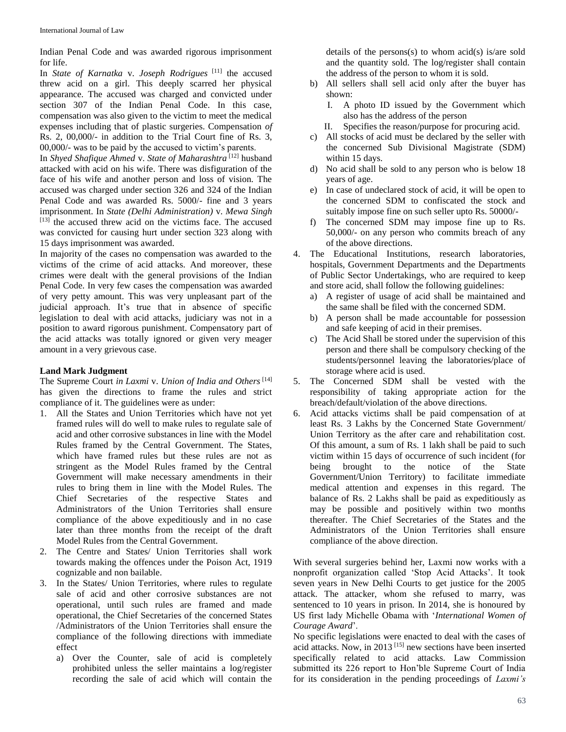Indian Penal Code and was awarded rigorous imprisonment for life.

In *State of Karnataka* v. *Joseph Rodrigues* [11] the accused threw acid on a girl. This deeply scarred her physical appearance. The accused was charged and convicted under section 307 of the Indian Penal Code. In this case, compensation was also given to the victim to meet the medical expenses including that of plastic surgeries. Compensation *of* Rs. 2, 00,000/- in addition to the Trial Court fine of Rs. 3, 00,000/- was to be paid by the accused to victim's parents.

In *Shyed Shafique Ahmed* v. *State of Maharashtra* [12] husband attacked with acid on his wife. There was disfiguration of the face of his wife and another person and loss of vision. The accused was charged under section 326 and 324 of the Indian Penal Code and was awarded Rs. 5000/- fine and 3 years imprisonment. In *State (Delhi Administration)* v. *Mewa Singh* [13] the accused threw acid on the victims face. The accused was convicted for causing hurt under section 323 along with 15 days imprisonment was awarded.

In majority of the cases no compensation was awarded to the victims of the crime of acid attacks. And moreover, these crimes were dealt with the general provisions of the Indian Penal Code. In very few cases the compensation was awarded of very petty amount. This was very unpleasant part of the judicial approach. It's true that in absence of specific legislation to deal with acid attacks, judiciary was not in a position to award rigorous punishment. Compensatory part of the acid attacks was totally ignored or given very meager amount in a very grievous case.

**Land Mark Judgment**

The Supreme Court *in Laxmi* v. *Union of India and Others* [14] has given the directions to frame the rules and strict compliance of it. The guidelines were as under:

1. All the States and Union Territories which have not yet framed rules will do well to make rules to regulate sale of acid and other corrosive substances in line with the Model Rules framed by the Central Government. The States, which have framed rules but these rules are not as stringent as the Model Rules framed by the Central Government will make necessary amendments in their rules to bring them in line with the Model Rules. The Chief Secretaries of the respective States and Administrators of the Union Territories shall ensure compliance of the above expeditiously and in no case later than three months from the receipt of the draft Model Rules from the Central Government.
2. The Centre and States/ Union Territories shall work towards making the offences under the Poison Act, 1919 cognizable and non bailable.
3. In the States/ Union Territories, where rules to regulate sale of acid and other corrosive substances are not operational, until such rules are framed and made operational, the Chief Secretaries of the concerned States /Administrators of the Union Territories shall ensure the compliance of the following directions with immediate effect
    a) Over the Counter, sale of acid is completely prohibited unless the seller maintains a log/register recording the sale of acid which will contain the details of the persons(s) to whom acid(s) is/are sold and the quantity sold. The log/register shall contain the address of the person to whom it is sold.
    b) All sellers shall sell acid only after the buyer has shown:
        I. A photo ID issued by the Government which also has the address of the person
        II. Specifies the reason/purpose for procuring acid.
    c) All stocks of acid must be declared by the seller with the concerned Sub Divisional Magistrate (SDM) within 15 days.
    d) No acid shall be sold to any person who is below 18 years of age.
    e) In case of undeclared stock of acid, it will be open to the concerned SDM to confiscated the stock and suitably impose fine on such seller upto Rs. 50000/-
    f) The concerned SDM may impose fine up to Rs. 50,000/- on any person who commits breach of any of the above directions.
4. The Educational Institutions, research laboratories, hospitals, Government Departments and the Departments of Public Sector Undertakings, who are required to keep and store acid, shall follow the following guidelines:
    a) A register of usage of acid shall be maintained and the same shall be filed with the concerned SDM.
    b) A person shall be made accountable for possession and safe keeping of acid in their premises.
    c) The Acid Shall be stored under the supervision of this person and there shall be compulsory checking of the students/personnel leaving the laboratories/place of storage where acid is used.
5. The Concerned SDM shall be vested with the responsibility of taking appropriate action for the breach/default/violation of the above directions.
6. Acid attacks victims shall be paid compensation of at least Rs. 3 Lakhs by the Concerned State Government/ Union Territory as the after care and rehabilitation cost. Of this amount, a sum of Rs. 1 lakh shall be paid to such victim within 15 days of occurrence of such incident (for being brought to the notice of the State Government/Union Territory) to facilitate immediate medical attention and expenses in this regard. The balance of Rs. 2 Lakhs shall be paid as expeditiously as may be possible and positively within two months thereafter. The Chief Secretaries of the States and the Administrators of the Union Territories shall ensure compliance of the above direction.

With several surgeries behind her, Laxmi now works with a nonprofit organization called 'Stop Acid Attacks'. It took seven years in New Delhi Courts to get justice for the 2005 attack. The attacker, whom she refused to marry, was sentenced to 10 years in prison. In 2014, she is honoured by US first lady Michelle Obama with '*International Women of Courage Award*'.

No specific legislations were enacted to deal with the cases of acid attacks. Now, in 2013 [15] new sections have been inserted specifically related to acid attacks. Law Commission submitted its 226 report to Hon'ble Supreme Court of India for its consideration in the pending proceedings of *Laxmi's*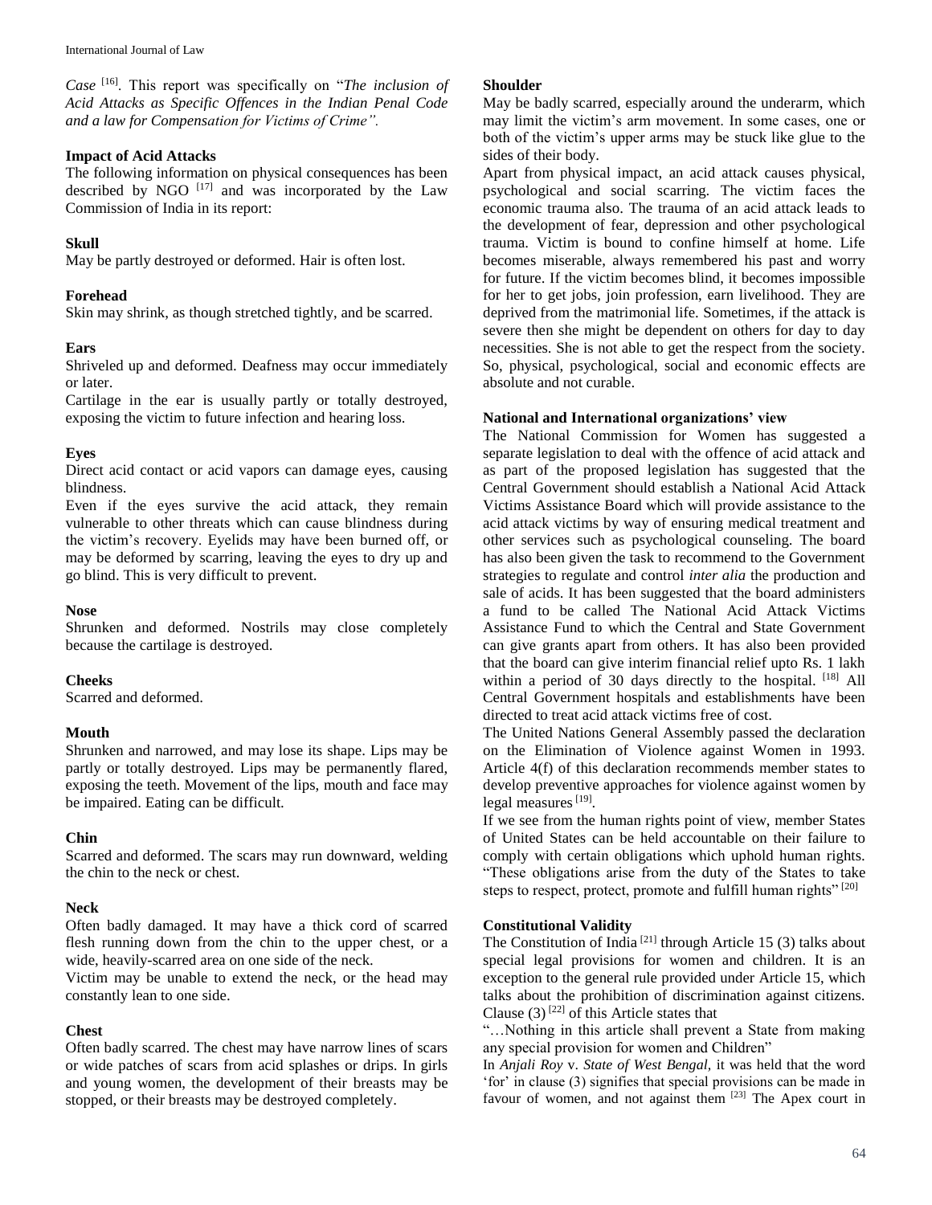*Case* [16]. This report was specifically on "*The inclusion of Acid Attacks as Specific Offences in the Indian Penal Code and a law for Compensation for Victims of Crime".*

### Impact of Acid Attacks

The following information on physical consequences has been described by NGO [17] and was incorporated by the Law Commission of India in its report:

#### Skull

May be partly destroyed or deformed. Hair is often lost.

#### Forehead

Skin may shrink, as though stretched tightly, and be scarred.

#### Ears

Shriveled up and deformed. Deafness may occur immediately or later.

Cartilage in the ear is usually partly or totally destroyed, exposing the victim to future infection and hearing loss.

#### Eyes

Direct acid contact or acid vapors can damage eyes, causing blindness.

Even if the eyes survive the acid attack, they remain vulnerable to other threats which can cause blindness during the victim's recovery. Eyelids may have been burned off, or may be deformed by scarring, leaving the eyes to dry up and go blind. This is very difficult to prevent.

#### Nose

Shrunken and deformed. Nostrils may close completely because the cartilage is destroyed.

#### Cheeks

Scarred and deformed.

#### Mouth

Shrunken and narrowed, and may lose its shape. Lips may be partly or totally destroyed. Lips may be permanently flared, exposing the teeth. Movement of the lips, mouth and face may be impaired. Eating can be difficult.

#### Chin

Scarred and deformed. The scars may run downward, welding the chin to the neck or chest.

#### Neck

Often badly damaged. It may have a thick cord of scarred flesh running down from the chin to the upper chest, or a wide, heavily-scarred area on one side of the neck.

Victim may be unable to extend the neck, or the head may constantly lean to one side.

#### Chest

Often badly scarred. The chest may have narrow lines of scars or wide patches of scars from acid splashes or drips. In girls and young women, the development of their breasts may be stopped, or their breasts may be destroyed completely.

#### Shoulder

May be badly scarred, especially around the underarm, which may limit the victim's arm movement. In some cases, one or both of the victim's upper arms may be stuck like glue to the sides of their body.

Apart from physical impact, an acid attack causes physical, psychological and social scarring. The victim faces the economic trauma also. The trauma of an acid attack leads to the development of fear, depression and other psychological trauma. Victim is bound to confine himself at home. Life becomes miserable, always remembered his past and worry for future. If the victim becomes blind, it becomes impossible for her to get jobs, join profession, earn livelihood. They are deprived from the matrimonial life. Sometimes, if the attack is severe then she might be dependent on others for day to day necessities. She is not able to get the respect from the society. So, physical, psychological, social and economic effects are absolute and not curable.

### National and International organizations' view

The National Commission for Women has suggested a separate legislation to deal with the offence of acid attack and as part of the proposed legislation has suggested that the Central Government should establish a National Acid Attack Victims Assistance Board which will provide assistance to the acid attack victims by way of ensuring medical treatment and other services such as psychological counseling. The board has also been given the task to recommend to the Government strategies to regulate and control *inter alia* the production and sale of acids. It has been suggested that the board administers a fund to be called The National Acid Attack Victims Assistance Fund to which the Central and State Government can give grants apart from others. It has also been provided that the board can give interim financial relief upto Rs. 1 lakh within a period of 30 days directly to the hospital. [18] All Central Government hospitals and establishments have been directed to treat acid attack victims free of cost.

The United Nations General Assembly passed the declaration on the Elimination of Violence against Women in 1993. Article 4(f) of this declaration recommends member states to develop preventive approaches for violence against women by legal measures [19].

If we see from the human rights point of view, member States of United States can be held accountable on their failure to comply with certain obligations which uphold human rights. "These obligations arise from the duty of the States to take steps to respect, protect, promote and fulfill human rights" [20]

### Constitutional Validity

The Constitution of India [21] through Article 15 (3) talks about special legal provisions for women and children. It is an exception to the general rule provided under Article 15, which talks about the prohibition of discrimination against citizens. Clause (3) [22] of this Article states that

"…Nothing in this article shall prevent a State from making any special provision for women and Children"

In *Anjali Roy* v. *State of West Bengal*, it was held that the word 'for' in clause (3) signifies that special provisions can be made in favour of women, and not against them [23] The Apex court in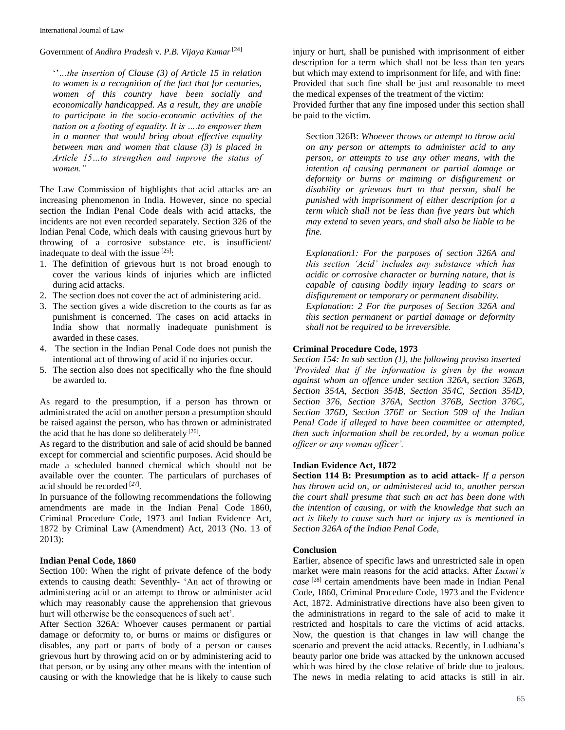Government of *Andhra Pradesh* v. *P.B. Vijaya Kumar* [24]

> ''*…the insertion of Clause (3) of Article 15 in relation to women is a recognition of the fact that for centuries, women of this country have been socially and economically handicapped. As a result, they are unable to participate in the socio-economic activities of the nation on a footing of equality. It is ….to empower them in a manner that would bring about effective equality between man and women that clause (3) is placed in Article 15…to strengthen and improve the status of women."*

The Law Commission of highlights that acid attacks are an increasing phenomenon in India. However, since no special section the Indian Penal Code deals with acid attacks, the incidents are not even recorded separately. Section 326 of the Indian Penal Code, which deals with causing grievous hurt by throwing of a corrosive substance etc. is insufficient/ inadequate to deal with the issue [25]:

1. The definition of grievous hurt is not broad enough to cover the various kinds of injuries which are inflicted during acid attacks.
2. The section does not cover the act of administering acid.
3. The section gives a wide discretion to the courts as far as punishment is concerned. The cases on acid attacks in India show that normally inadequate punishment is awarded in these cases.
4. The section in the Indian Penal Code does not punish the intentional act of throwing of acid if no injuries occur.
5. The section also does not specifically who the fine should be awarded to.

As regard to the presumption, if a person has thrown or administrated the acid on another person a presumption should be raised against the person, who has thrown or administrated the acid that he has done so deliberately [26].

As regard to the distribution and sale of acid should be banned except for commercial and scientific purposes. Acid should be made a scheduled banned chemical which should not be available over the counter. The particulars of purchases of acid should be recorded [27].

In pursuance of the following recommendations the following amendments are made in the Indian Penal Code 1860, Criminal Procedure Code, 1973 and Indian Evidence Act, 1872 by Criminal Law (Amendment) Act, 2013 (No. 13 of 2013):

### Indian Penal Code, 1860

Section 100: When the right of private defence of the body extends to causing death: Seventhly- 'An act of throwing or administering acid or an attempt to throw or administer acid which may reasonably cause the apprehension that grievous hurt will otherwise be the consequences of such act'.

After Section 326A: Whoever causes permanent or partial damage or deformity to, or burns or maims or disfigures or disables, any part or parts of body of a person or causes grievous hurt by throwing acid on or by administering acid to that person, or by using any other means with the intention of causing or with the knowledge that he is likely to cause such injury or hurt, shall be punished with imprisonment of either description for a term which shall not be less than ten years but which may extend to imprisonment for life, and with fine: Provided that such fine shall be just and reasonable to meet the medical expenses of the treatment of the victim:
Provided further that any fine imposed under this section shall be paid to the victim.

> Section 326B: *Whoever throws or attempt to throw acid on any person or attempts to administer acid to any person, or attempts to use any other means, with the intention of causing permanent or partial damage or deformity or burns or maiming or disfigurement or disability or grievous hurt to that person, shall be punished with imprisonment of either description for a term which shall not be less than five years but which may extend to seven years, and shall also be liable to be fine.*
>
> *Explanation1: For the purposes of section 326A and this section 'Acid' includes any substance which has acidic or corrosive character or burning nature, that is capable of causing bodily injury leading to scars or disfigurement or temporary or permanent disability.*
> *Explanation: 2 For the purposes of Section 326A and this section permanent or partial damage or deformity shall not be required to be irreversible.*

### Criminal Procedure Code, 1973

*Section 154: In sub section (1), the following proviso inserted 'Provided that if the information is given by the woman against whom an offence under section 326A, section 326B, Section 354A, Section 354B, Section 354C, Section 354D, Section 376, Section 376A, Section 376B, Section 376C, Section 376D, Section 376E or Section 509 of the Indian Penal Code if alleged to have been committee or attempted, then such information shall be recorded, by a woman police officer or any woman officer'.*

### Indian Evidence Act, 1872

**Section 114 B: Presumption as to acid attack-** *If a person has thrown acid on, or administered acid to, another person the court shall presume that such an act has been done with the intention of causing, or with the knowledge that such an act is likely to cause such hurt or injury as is mentioned in Section 326A of the Indian Penal Code,*

### Conclusion

Earlier, absence of specific laws and unrestricted sale in open market were main reasons for the acid attacks. After *Luxmi's case* [28] certain amendments have been made in Indian Penal Code, 1860, Criminal Procedure Code, 1973 and the Evidence Act, 1872. Administrative directions have also been given to the administrations in regard to the sale of acid to make it restricted and hospitals to care the victims of acid attacks. Now, the question is that changes in law will change the scenario and prevent the acid attacks. Recently, in Ludhiana's beauty parlor one bride was attacked by the unknown accused which was hired by the close relative of bride due to jealous. The news in media relating to acid attacks is still in air.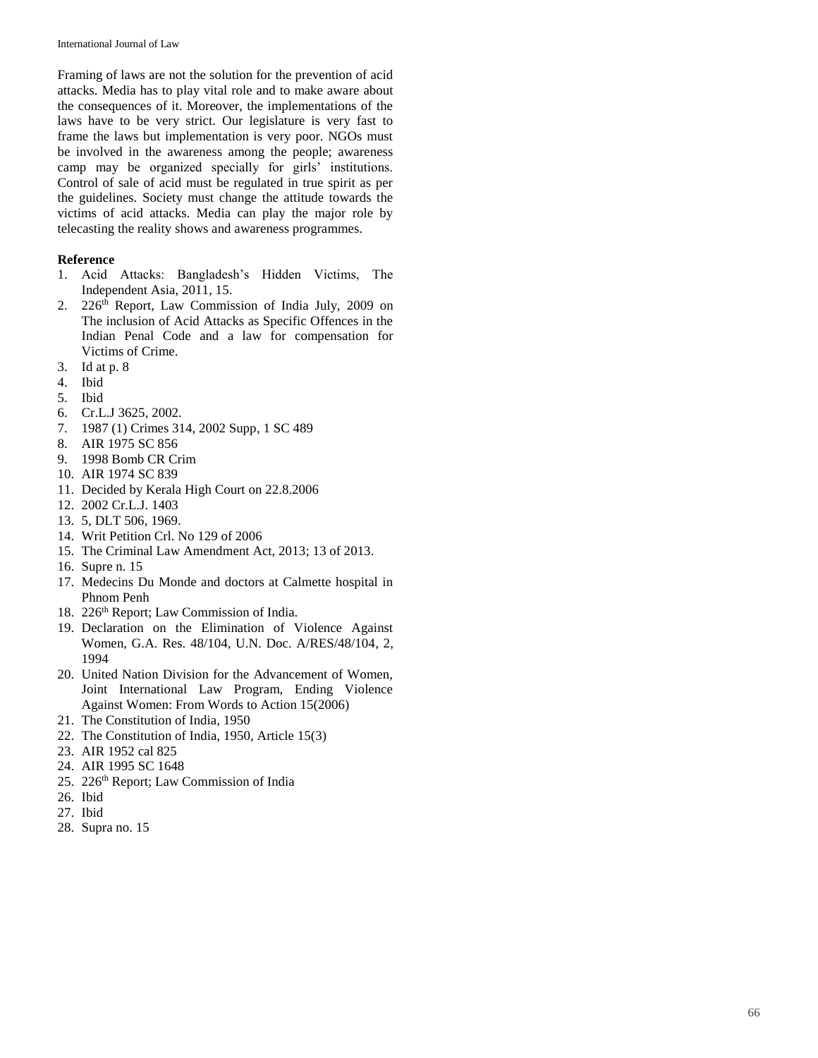Framing of laws are not the solution for the prevention of acid attacks. Media has to play vital role and to make aware about the consequences of it. Moreover, the implementations of the laws have to be very strict. Our legislature is very fast to frame the laws but implementation is very poor. NGOs must be involved in the awareness among the people; awareness camp may be organized specially for girls' institutions. Control of sale of acid must be regulated in true spirit as per the guidelines. Society must change the attitude towards the victims of acid attacks. Media can play the major role by telecasting the reality shows and awareness programmes.

**Reference**

1. Acid Attacks: Bangladesh's Hidden Victims, The Independent Asia, 2011, 15.
2. 226th Report, Law Commission of India July, 2009 on The inclusion of Acid Attacks as Specific Offences in the Indian Penal Code and a law for compensation for Victims of Crime.
3. Id at p. 8
4. Ibid
5. Ibid
6. Cr.L.J 3625, 2002.
7. 1987 (1) Crimes 314, 2002 Supp, 1 SC 489
8. AIR 1975 SC 856
9. 1998 Bomb CR Crim
10. AIR 1974 SC 839
11. Decided by Kerala High Court on 22.8.2006
12. 2002 Cr.L.J. 1403
13. 5, DLT 506, 1969.
14. Writ Petition Crl. No 129 of 2006
15. The Criminal Law Amendment Act, 2013; 13 of 2013.
16. Supre n. 15
17. Medecins Du Monde and doctors at Calmette hospital in Phnom Penh
18. 226th Report; Law Commission of India.
19. Declaration on the Elimination of Violence Against Women, G.A. Res. 48/104, U.N. Doc. A/RES/48/104, 2, 1994
20. United Nation Division for the Advancement of Women, Joint International Law Program, Ending Violence Against Women: From Words to Action 15(2006)
21. The Constitution of India, 1950
22. The Constitution of India, 1950, Article 15(3)
23. AIR 1952 cal 825
24. AIR 1995 SC 1648
25. 226th Report; Law Commission of India
26. Ibid
27. Ibid
28. Supra no. 15